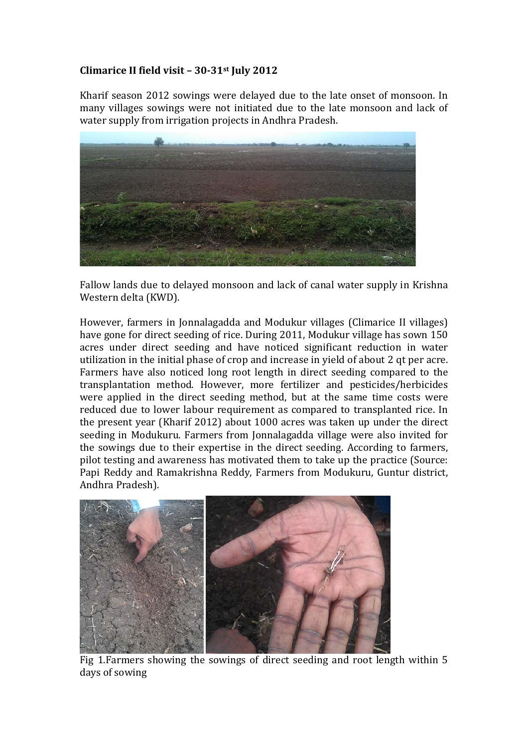**Climarice II field visit – 30-31st July 2012**

Kharif season 2012 sowings were delayed due to the late onset of monsoon. In many villages sowings were not initiated due to the late monsoon and lack of water supply from irrigation projects in Andhra Pradesh.

Fallow lands due to delayed monsoon and lack of canal water supply in Krishna Western delta (KWD).

However, farmers in Jonnalagadda and Modukur villages (Climarice II villages) have gone for direct seeding of rice. During 2011, Modukur village has sown 150 acres under direct seeding and have noticed significant reduction in water utilization in the initial phase of crop and increase in yield of about 2 qt per acre. Farmers have also noticed long root length in direct seeding compared to the transplantation method. However, more fertilizer and pesticides/herbicides were applied in the direct seeding method, but at the same time costs were reduced due to lower labour requirement as compared to transplanted rice. In the present year (Kharif 2012) about 1000 acres was taken up under the direct seeding in Modukuru. Farmers from Jonnalagadda village were also invited for the sowings due to their expertise in the direct seeding. According to farmers, pilot testing and awareness has motivated them to take up the practice (Source: Papi Reddy and Ramakrishna Reddy, Farmers from Modukuru, Guntur district, Andhra Pradesh).

Fig 1.Farmers showing the sowings of direct seeding and root length within 5 days of sowing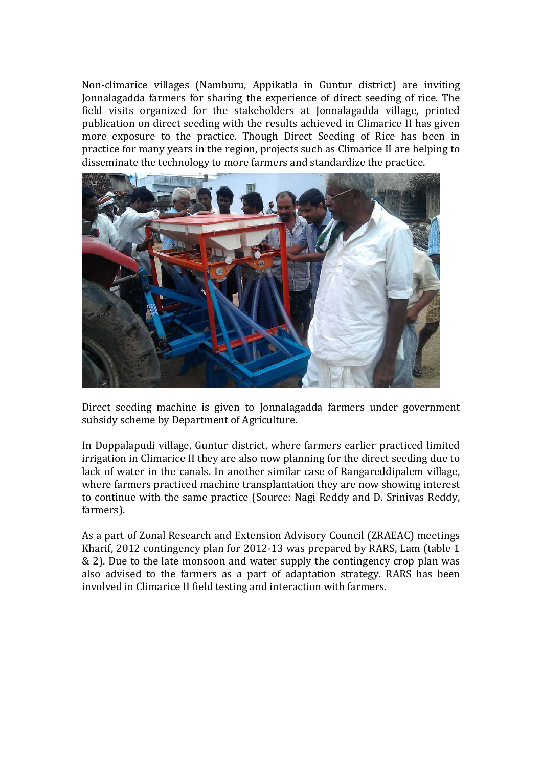Non-climarice villages (Namburu, Appikatla in Guntur district) are inviting Jonnalagadda farmers for sharing the experience of direct seeding of rice. The field visits organized for the stakeholders at Jonnalagadda village, printed publication on direct seeding with the results achieved in Climarice II has given more exposure to the practice. Though Direct Seeding of Rice has been in practice for many years in the region, projects such as Climarice II are helping to disseminate the technology to more farmers and standardize the practice.

Direct seeding machine is given to Jonnalagadda farmers under government subsidy scheme by Department of Agriculture.

In Doppalapudi village, Guntur district, where farmers earlier practiced limited irrigation in Climarice II they are also now planning for the direct seeding due to lack of water in the canals. In another similar case of Rangareddipalem village, where farmers practiced machine transplantation they are now showing interest to continue with the same practice (Source: Nagi Reddy and D. Srinivas Reddy, farmers).

As a part of Zonal Research and Extension Advisory Council (ZRAEAC) meetings Kharif, 2012 contingency plan for 2012-13 was prepared by RARS, Lam (table 1 & 2). Due to the late monsoon and water supply the contingency crop plan was also advised to the farmers as a part of adaptation strategy. RARS has been involved in Climarice II field testing and interaction with farmers.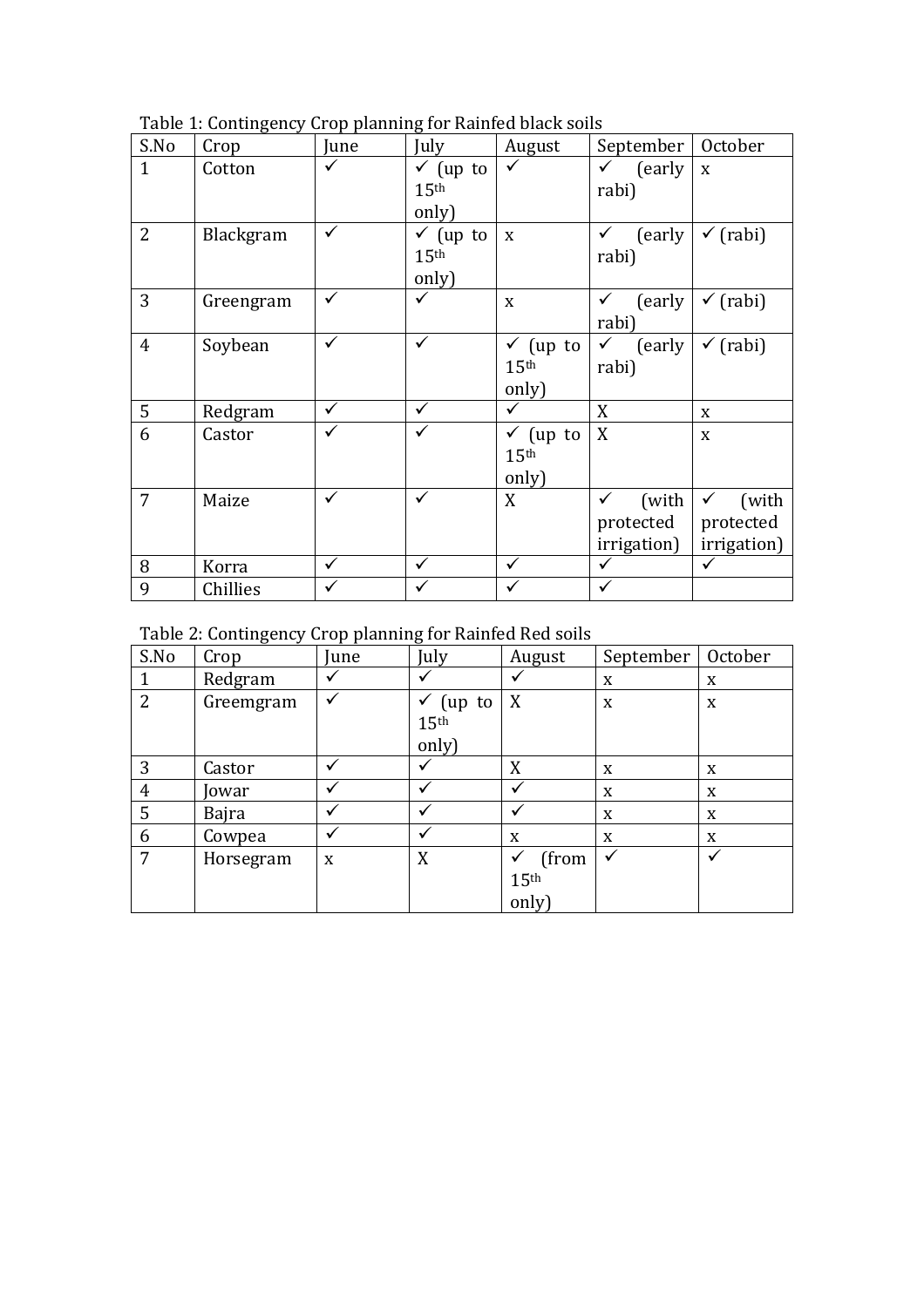Table 1: Contingency Crop planning for Rainfed black soils

| S.No | Crop | June | July | August | September | October |
|---|---|---|---|---|---|---|
| 1 | Cotton | ✓ | ✓ (up to 15th only) | ✓ | ✓ (early rabi) | x |
| 2 | Blackgram | ✓ | ✓ (up to 15th only) | x | ✓ (early rabi) | ✓ (rabi) |
| 3 | Greengram | ✓ | ✓ | x | ✓ (early rabi) | ✓ (rabi) |
| 4 | Soybean | ✓ | ✓ | ✓ (up to 15th only) | ✓ (early rabi) | ✓ (rabi) |
| 5 | Redgram | ✓ | ✓ | ✓ | X | x |
| 6 | Castor | ✓ | ✓ | ✓ (up to 15th only) | X | x |
| 7 | Maize | ✓ | ✓ | X | ✓ (with protected irrigation) | ✓ (with protected irrigation) |
| 8 | Korra | ✓ | ✓ | ✓ | ✓ | ✓ |
| 9 | Chillies | ✓ | ✓ | ✓ | ✓ | |

Table 2: Contingency Crop planning for Rainfed Red soils

| S.No | Crop | June | July | August | September | October |
|---|---|---|---|---|---|---|
| 1 | Redgram | ✓ | ✓ | ✓ | x | x |
| 2 | Greemgram | ✓ | ✓ (up to 15th only) | X | x | x |
| 3 | Castor | ✓ | ✓ | X | x | x |
| 4 | Jowar | ✓ | ✓ | ✓ | x | x |
| 5 | Bajra | ✓ | ✓ | ✓ | x | x |
| 6 | Cowpea | ✓ | ✓ | x | x | x |
| 7 | Horsegram | x | X | ✓ (from 15th only) | ✓ | ✓ |